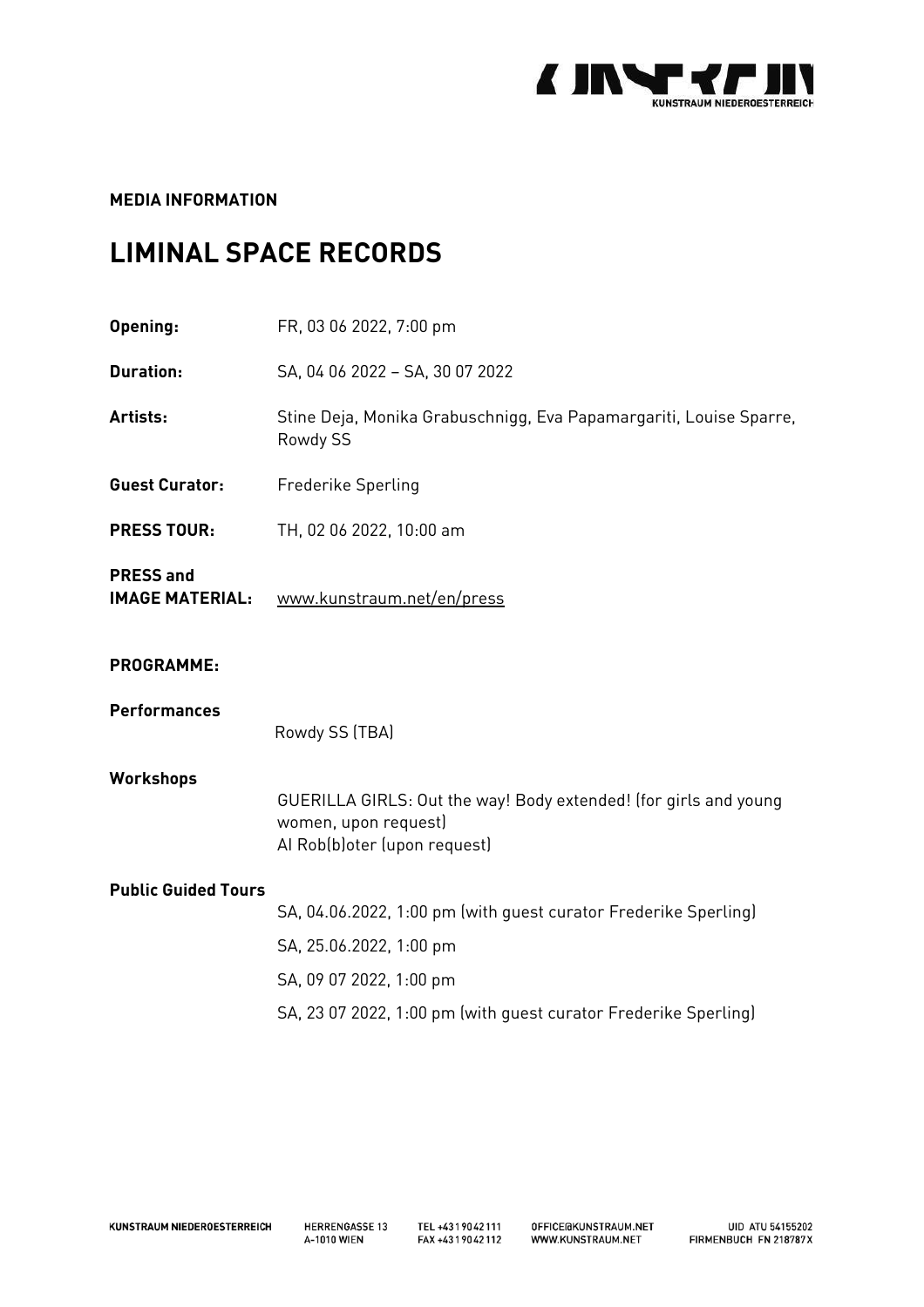**MEDIA INFORMATION**

# LIMINAL SPACE RECORDS

**Opening:** FR, 03 06 2022, 7:00 pm

**Duration:** SA, 04 06 2022 – SA, 30 07 2022

**Artists:** Stine Deja, Monika Grabuschnigg, Eva Papamargariti, Louise Sparre, Rowdy SS

**Guest Curator:** Frederike Sperling

**PRESS TOUR:** TH, 02 06 2022, 10:00 am

**PRESS and IMAGE MATERIAL:** www.kunstraum.net/en/press

**PROGRAMME:**

**Performances**

Rowdy SS (TBA)

**Workshops**

GUERILLA GIRLS: Out the way! Body extended! (for girls and young women, upon request)
AI Rob(b)oter (upon request)

**Public Guided Tours**

SA, 04.06.2022, 1:00 pm (with guest curator Frederike Sperling)

SA, 25.06.2022, 1:00 pm

SA, 09 07 2022, 1:00 pm

SA, 23 07 2022, 1:00 pm (with guest curator Frederike Sperling)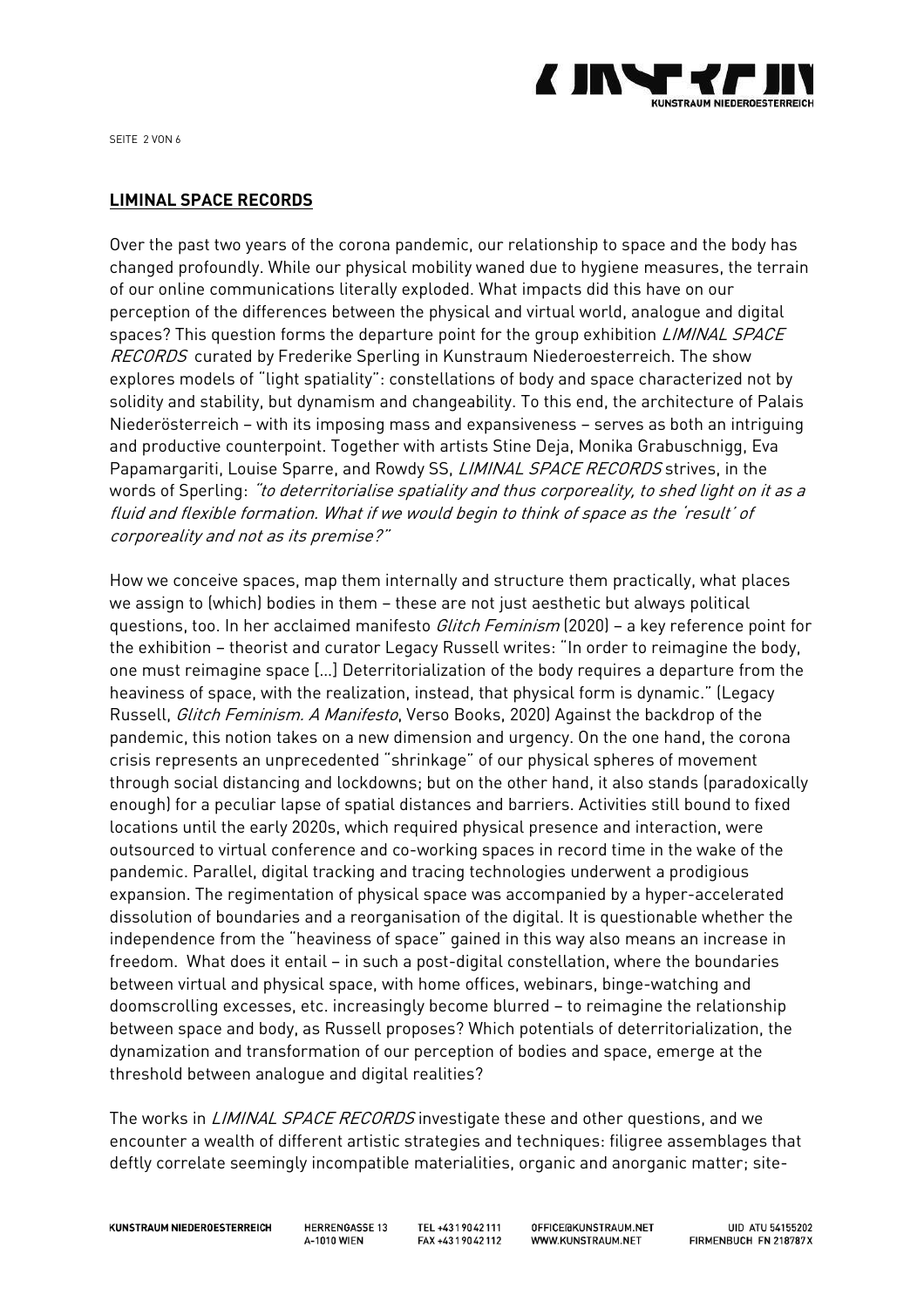## LIMINAL SPACE RECORDS

Over the past two years of the corona pandemic, our relationship to space and the body has changed profoundly. While our physical mobility waned due to hygiene measures, the terrain of our online communications literally exploded. What impacts did this have on our perception of the differences between the physical and virtual world, analogue and digital spaces? This question forms the departure point for the group exhibition *LIMINAL SPACE RECORDS* curated by Frederike Sperling in Kunstraum Niederoesterreich. The show explores models of "light spatiality": constellations of body and space characterized not by solidity and stability, but dynamism and changeability. To this end, the architecture of Palais Niederösterreich – with its imposing mass and expansiveness – serves as both an intriguing and productive counterpoint. Together with artists Stine Deja, Monika Grabuschnigg, Eva Papamargariti, Louise Sparre, and Rowdy SS, *LIMINAL SPACE RECORDS* strives, in the words of Sperling: *"to deterritorialise spatiality and thus corporeality, to shed light on it as a fluid and flexible formation. What if we would begin to think of space as the 'result' of corporeality and not as its premise?"*

How we conceive spaces, map them internally and structure them practically, what places we assign to (which) bodies in them – these are not just aesthetic but always political questions, too. In her acclaimed manifesto *Glitch Feminism* (2020) – a key reference point for the exhibition – theorist and curator Legacy Russell writes: "In order to reimagine the body, one must reimagine space [...] Deterritorialization of the body requires a departure from the heaviness of space, with the realization, instead, that physical form is dynamic." (Legacy Russell, *Glitch Feminism. A Manifesto*, Verso Books, 2020) Against the backdrop of the pandemic, this notion takes on a new dimension and urgency. On the one hand, the corona crisis represents an unprecedented "shrinkage" of our physical spheres of movement through social distancing and lockdowns; but on the other hand, it also stands (paradoxically enough) for a peculiar lapse of spatial distances and barriers. Activities still bound to fixed locations until the early 2020s, which required physical presence and interaction, were outsourced to virtual conference and co-working spaces in record time in the wake of the pandemic. Parallel, digital tracking and tracing technologies underwent a prodigious expansion. The regimentation of physical space was accompanied by a hyper-accelerated dissolution of boundaries and a reorganisation of the digital. It is questionable whether the independence from the "heaviness of space" gained in this way also means an increase in freedom. What does it entail – in such a post-digital constellation, where the boundaries between virtual and physical space, with home offices, webinars, binge-watching and doomscrolling excesses, etc. increasingly become blurred – to reimagine the relationship between space and body, as Russell proposes? Which potentials of deterritorialization, the dynamization and transformation of our perception of bodies and space, emerge at the threshold between analogue and digital realities?

The works in *LIMINAL SPACE RECORDS* investigate these and other questions, and we encounter a wealth of different artistic strategies and techniques: filigree assemblages that deftly correlate seemingly incompatible materialities, organic and anorganic matter; site-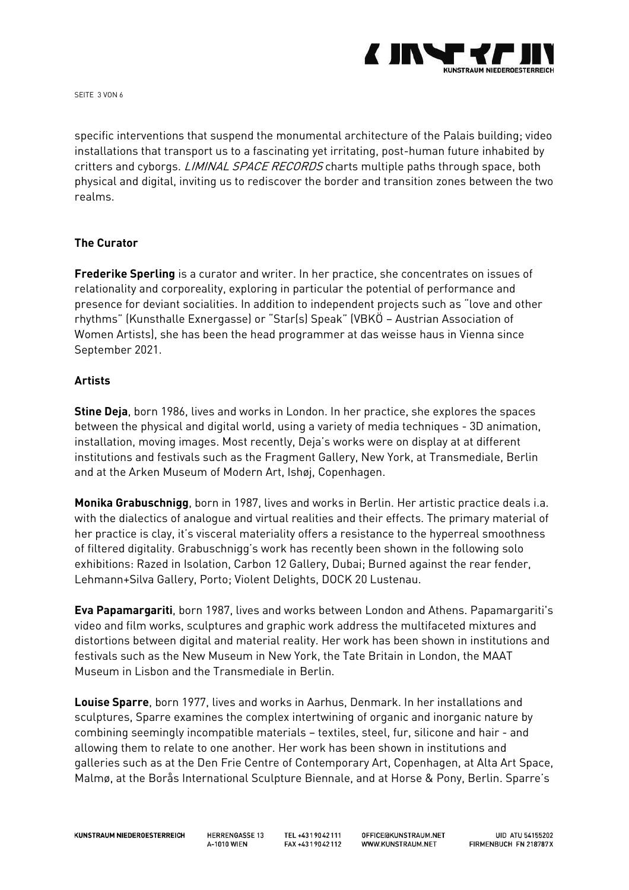specific interventions that suspend the monumental architecture of the Palais building; video installations that transport us to a fascinating yet irritating, post-human future inhabited by critters and cyborgs. *LIMINAL SPACE RECORDS* charts multiple paths through space, both physical and digital, inviting us to rediscover the border and transition zones between the two realms.

**The Curator**

**Frederike Sperling** is a curator and writer. In her practice, she concentrates on issues of relationality and corporeality, exploring in particular the potential of performance and presence for deviant socialities. In addition to independent projects such as "love and other rhythms" (Kunsthalle Exnergasse) or "Star(s) Speak" (VBKÖ – Austrian Association of Women Artists), she has been the head programmer at das weisse haus in Vienna since September 2021.

**Artists**

**Stine Deja**, born 1986, lives and works in London. In her practice, she explores the spaces between the physical and digital world, using a variety of media techniques - 3D animation, installation, moving images. Most recently, Deja's works were on display at at different institutions and festivals such as the Fragment Gallery, New York, at Transmediale, Berlin and at the Arken Museum of Modern Art, Ishøj, Copenhagen.

**Monika Grabuschnigg**, born in 1987, lives and works in Berlin. Her artistic practice deals i.a. with the dialectics of analogue and virtual realities and their effects. The primary material of her practice is clay, it's visceral materiality offers a resistance to the hyperreal smoothness of filtered digitality. Grabuschnigg's work has recently been shown in the following solo exhibitions: Razed in Isolation, Carbon 12 Gallery, Dubai; Burned against the rear fender, Lehmann+Silva Gallery, Porto; Violent Delights, DOCK 20 Lustenau.

**Eva Papamargariti**, born 1987, lives and works between London and Athens. Papamargariti's video and film works, sculptures and graphic work address the multifaceted mixtures and distortions between digital and material reality. Her work has been shown in institutions and festivals such as the New Museum in New York, the Tate Britain in London, the MAAT Museum in Lisbon and the Transmediale in Berlin.

**Louise Sparre**, born 1977, lives and works in Aarhus, Denmark. In her installations and sculptures, Sparre examines the complex intertwining of organic and inorganic nature by combining seemingly incompatible materials – textiles, steel, fur, silicone and hair - and allowing them to relate to one another. Her work has been shown in institutions and galleries such as at the Den Frie Centre of Contemporary Art, Copenhagen, at Alta Art Space, Malmø, at the Borås International Sculpture Biennale, and at Horse & Pony, Berlin. Sparre's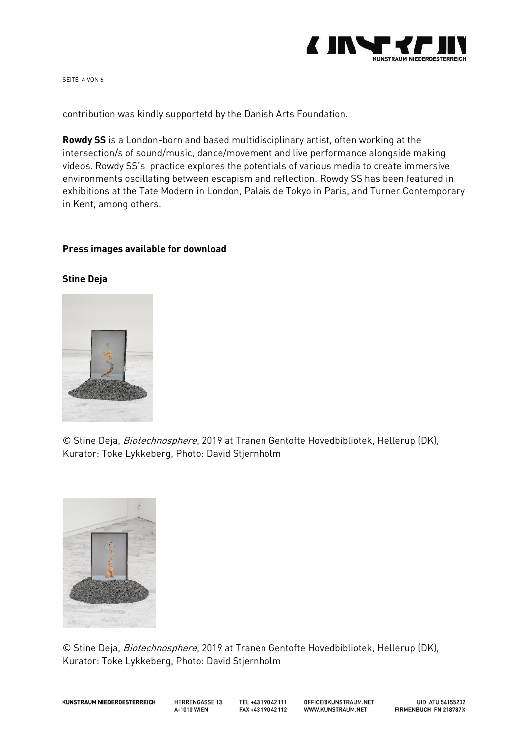contribution was kindly supportetd by the Danish Arts Foundation.

**Rowdy SS** is a London-born and based multidisciplinary artist, often working at the intersection/s of sound/music, dance/movement and live performance alongside making videos. Rowdy SS's practice explores the potentials of various media to create immersive environments oscillating between escapism and reflection. Rowdy SS has been featured in exhibitions at the Tate Modern in London, Palais de Tokyo in Paris, and Turner Contemporary in Kent, among others.

**Press images available for download**

**Stine Deja**

© Stine Deja, *Biotechnosphere*, 2019 at Tranen Gentofte Hovedbibliotek, Hellerup (DK), Kurator: Toke Lykkeberg, Photo: David Stjernholm

© Stine Deja, *Biotechnosphere*, 2019 at Tranen Gentofte Hovedbibliotek, Hellerup (DK), Kurator: Toke Lykkeberg, Photo: David Stjernholm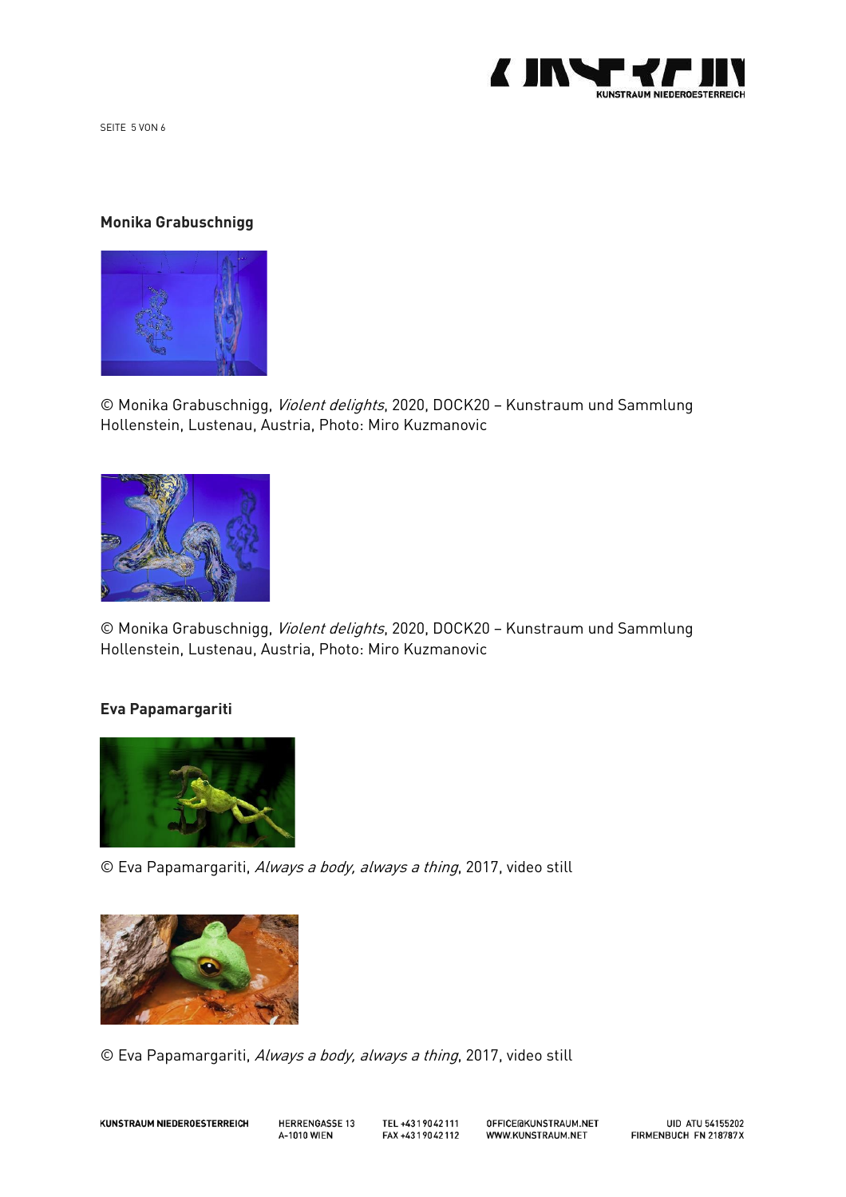**Monika Grabuschnigg**

© Monika Grabuschnigg, *Violent delights*, 2020, DOCK20 – Kunstraum und Sammlung Hollenstein, Lustenau, Austria, Photo: Miro Kuzmanovic

© Monika Grabuschnigg, *Violent delights*, 2020, DOCK20 – Kunstraum und Sammlung Hollenstein, Lustenau, Austria, Photo: Miro Kuzmanovic

**Eva Papamargariti**

© Eva Papamargariti, *Always a body, always a thing*, 2017, video still

© Eva Papamargariti, *Always a body, always a thing*, 2017, video still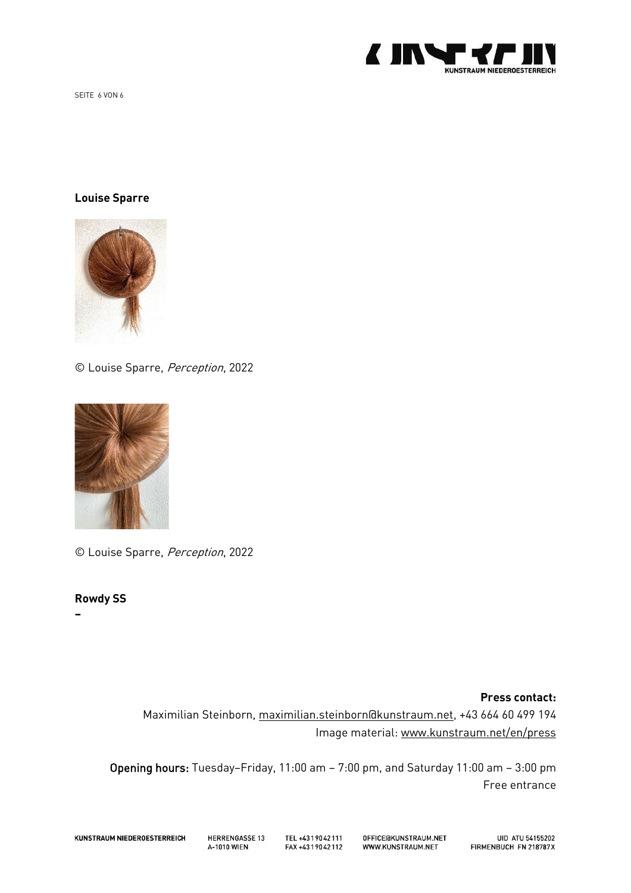**Louise Sparre**

© Louise Sparre, *Perception*, 2022

© Louise Sparre, *Perception*, 2022

**Rowdy SS**

–

**Press contact:**
Maximilian Steinborn, maximilian.steinborn@kunstraum.net, +43 664 60 499 194
Image material: www.kunstraum.net/en/press

**Opening hours:** Tuesday–Friday, 11:00 am – 7:00 pm, and Saturday 11:00 am – 3:00 pm
Free entrance